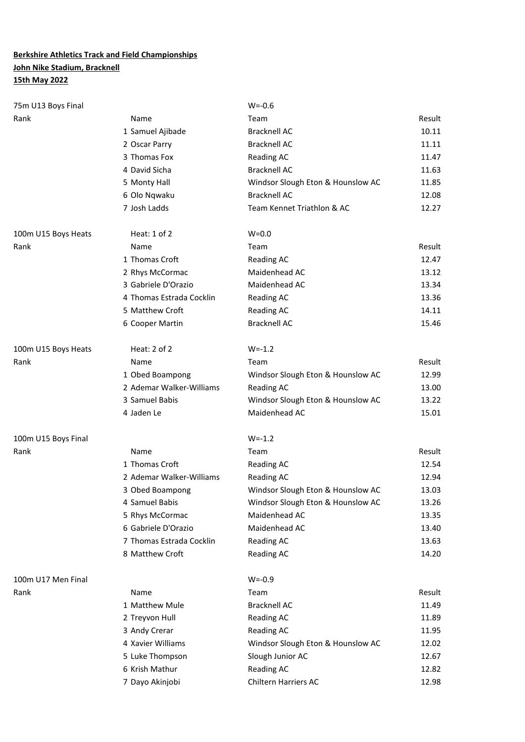**Berkshire Athletics Track and Field Championships**

**John Nike Stadium, Bracknell**

**15th May 2022**

| 75m U13 Boys Final | | W=-0.6 | |
|---|---|---|---|
| Rank | Name | Team | Result |
| 1 | Samuel Ajibade | Bracknell AC | 10.11 |
| 2 | Oscar Parry | Bracknell AC | 11.11 |
| 3 | Thomas Fox | Reading AC | 11.47 |
| 4 | David Sicha | Bracknell AC | 11.63 |
| 5 | Monty Hall | Windsor Slough Eton & Hounslow AC | 11.85 |
| 6 | Olo Nqwaku | Bracknell AC | 12.08 |
| 7 | Josh Ladds | Team Kennet Triathlon & AC | 12.27 |

| 100m U15 Boys Heats | Heat: 1 of 2 | W=0.0 | |
|---|---|---|---|
| Rank | Name | Team | Result |
| 1 | Thomas Croft | Reading AC | 12.47 |
| 2 | Rhys McCormac | Maidenhead AC | 13.12 |
| 3 | Gabriele D'Orazio | Maidenhead AC | 13.34 |
| 4 | Thomas Estrada Cocklin | Reading AC | 13.36 |
| 5 | Matthew Croft | Reading AC | 14.11 |
| 6 | Cooper Martin | Bracknell AC | 15.46 |

| 100m U15 Boys Heats | Heat: 2 of 2 | W=-1.2 | |
|---|---|---|---|
| Rank | Name | Team | Result |
| 1 | Obed Boampong | Windsor Slough Eton & Hounslow AC | 12.99 |
| 2 | Ademar Walker-Williams | Reading AC | 13.00 |
| 3 | Samuel Babis | Windsor Slough Eton & Hounslow AC | 13.22 |
| 4 | Jaden Le | Maidenhead AC | 15.01 |

| 100m U15 Boys Final | | W=-1.2 | |
|---|---|---|---|
| Rank | Name | Team | Result |
| 1 | Thomas Croft | Reading AC | 12.54 |
| 2 | Ademar Walker-Williams | Reading AC | 12.94 |
| 3 | Obed Boampong | Windsor Slough Eton & Hounslow AC | 13.03 |
| 4 | Samuel Babis | Windsor Slough Eton & Hounslow AC | 13.26 |
| 5 | Rhys McCormac | Maidenhead AC | 13.35 |
| 6 | Gabriele D'Orazio | Maidenhead AC | 13.40 |
| 7 | Thomas Estrada Cocklin | Reading AC | 13.63 |
| 8 | Matthew Croft | Reading AC | 14.20 |

| 100m U17 Men Final | | W=-0.9 | |
|---|---|---|---|
| Rank | Name | Team | Result |
| 1 | Matthew Mule | Bracknell AC | 11.49 |
| 2 | Treyvon Hull | Reading AC | 11.89 |
| 3 | Andy Crerar | Reading AC | 11.95 |
| 4 | Xavier Williams | Windsor Slough Eton & Hounslow AC | 12.02 |
| 5 | Luke Thompson | Slough Junior AC | 12.67 |
| 6 | Krish Mathur | Reading AC | 12.82 |
| 7 | Dayo Akinjobi | Chiltern Harriers AC | 12.98 |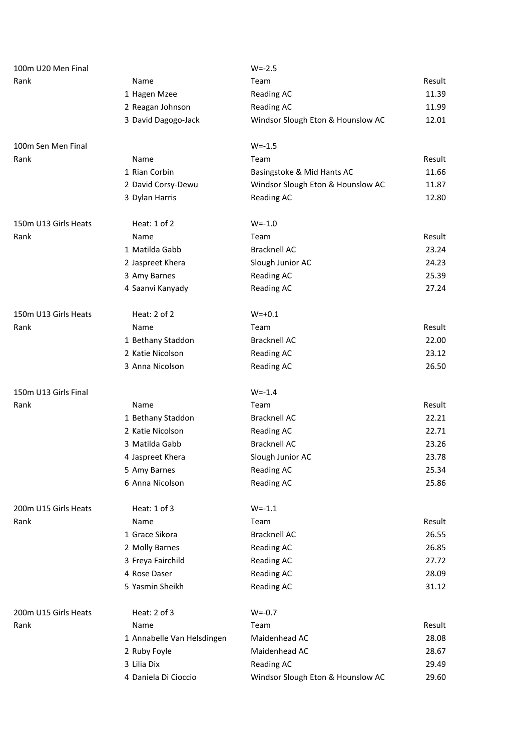## 100m U20 Men Final

W=-2.5

| Rank | Name | Team | Result |
|---|---|---|---|
| 1 | Hagen Mzee | Reading AC | 11.39 |
| 2 | Reagan Johnson | Reading AC | 11.99 |
| 3 | David Dagogo-Jack | Windsor Slough Eton & Hounslow AC | 12.01 |

## 100m Sen Men Final

W=-1.5

| Rank | Name | Team | Result |
|---|---|---|---|
| 1 | Rian Corbin | Basingstoke & Mid Hants AC | 11.66 |
| 2 | David Corsy-Dewu | Windsor Slough Eton & Hounslow AC | 11.87 |
| 3 | Dylan Harris | Reading AC | 12.80 |

## 150m U13 Girls Heats

Heat: 1 of 2 — W=-1.0

| Rank | Name | Team | Result |
|---|---|---|---|
| 1 | Matilda Gabb | Bracknell AC | 23.24 |
| 2 | Jaspreet Khera | Slough Junior AC | 24.23 |
| 3 | Amy Barnes | Reading AC | 25.39 |
| 4 | Saanvi Kanyady | Reading AC | 27.24 |

## 150m U13 Girls Heats

Heat: 2 of 2 — W=+0.1

| Rank | Name | Team | Result |
|---|---|---|---|
| 1 | Bethany Staddon | Bracknell AC | 22.00 |
| 2 | Katie Nicolson | Reading AC | 23.12 |
| 3 | Anna Nicolson | Reading AC | 26.50 |

## 150m U13 Girls Final

W=-1.4

| Rank | Name | Team | Result |
|---|---|---|---|
| 1 | Bethany Staddon | Bracknell AC | 22.21 |
| 2 | Katie Nicolson | Reading AC | 22.71 |
| 3 | Matilda Gabb | Bracknell AC | 23.26 |
| 4 | Jaspreet Khera | Slough Junior AC | 23.78 |
| 5 | Amy Barnes | Reading AC | 25.34 |
| 6 | Anna Nicolson | Reading AC | 25.86 |

## 200m U15 Girls Heats

Heat: 1 of 3 — W=-1.1

| Rank | Name | Team | Result |
|---|---|---|---|
| 1 | Grace Sikora | Bracknell AC | 26.55 |
| 2 | Molly Barnes | Reading AC | 26.85 |
| 3 | Freya Fairchild | Reading AC | 27.72 |
| 4 | Rose Daser | Reading AC | 28.09 |
| 5 | Yasmin Sheikh | Reading AC | 31.12 |

## 200m U15 Girls Heats

Heat: 2 of 3 — W=-0.7

| Rank | Name | Team | Result |
|---|---|---|---|
| 1 | Annabelle Van Helsdingen | Maidenhead AC | 28.08 |
| 2 | Ruby Foyle | Maidenhead AC | 28.67 |
| 3 | Lilia Dix | Reading AC | 29.49 |
| 4 | Daniela Di Cioccio | Windsor Slough Eton & Hounslow AC | 29.60 |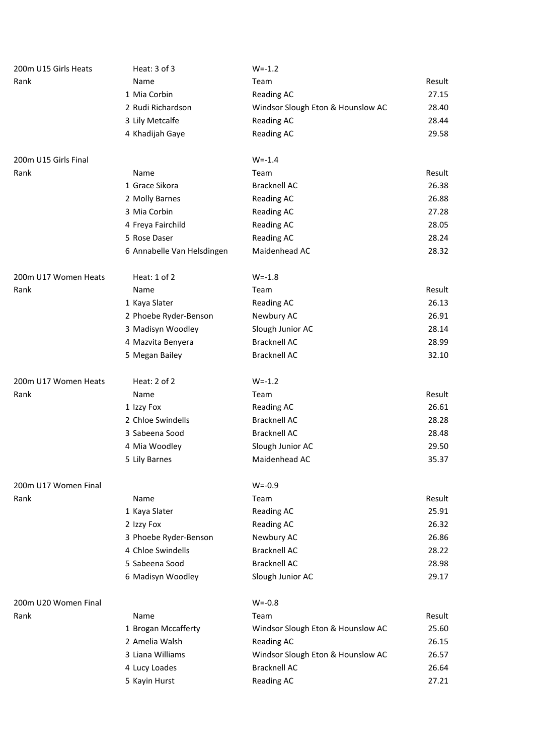| 200m U15 Girls Heats | Heat: 3 of 3 | W=-1.2 | |
|---|---|---|---|
| Rank | Name | Team | Result |
| | 1 Mia Corbin | Reading AC | 27.15 |
| | 2 Rudi Richardson | Windsor Slough Eton & Hounslow AC | 28.40 |
| | 3 Lily Metcalfe | Reading AC | 28.44 |
| | 4 Khadijah Gaye | Reading AC | 29.58 |

| 200m U15 Girls Final | | W=-1.4 | |
|---|---|---|---|
| Rank | Name | Team | Result |
| | 1 Grace Sikora | Bracknell AC | 26.38 |
| | 2 Molly Barnes | Reading AC | 26.88 |
| | 3 Mia Corbin | Reading AC | 27.28 |
| | 4 Freya Fairchild | Reading AC | 28.05 |
| | 5 Rose Daser | Reading AC | 28.24 |
| | 6 Annabelle Van Helsdingen | Maidenhead AC | 28.32 |

| 200m U17 Women Heats | Heat: 1 of 2 | W=-1.8 | |
|---|---|---|---|
| Rank | Name | Team | Result |
| | 1 Kaya Slater | Reading AC | 26.13 |
| | 2 Phoebe Ryder-Benson | Newbury AC | 26.91 |
| | 3 Madisyn Woodley | Slough Junior AC | 28.14 |
| | 4 Mazvita Benyera | Bracknell AC | 28.99 |
| | 5 Megan Bailey | Bracknell AC | 32.10 |

| 200m U17 Women Heats | Heat: 2 of 2 | W=-1.2 | |
|---|---|---|---|
| Rank | Name | Team | Result |
| | 1 Izzy Fox | Reading AC | 26.61 |
| | 2 Chloe Swindells | Bracknell AC | 28.28 |
| | 3 Sabeena Sood | Bracknell AC | 28.48 |
| | 4 Mia Woodley | Slough Junior AC | 29.50 |
| | 5 Lily Barnes | Maidenhead AC | 35.37 |

| 200m U17 Women Final | | W=-0.9 | |
|---|---|---|---|
| Rank | Name | Team | Result |
| | 1 Kaya Slater | Reading AC | 25.91 |
| | 2 Izzy Fox | Reading AC | 26.32 |
| | 3 Phoebe Ryder-Benson | Newbury AC | 26.86 |
| | 4 Chloe Swindells | Bracknell AC | 28.22 |
| | 5 Sabeena Sood | Bracknell AC | 28.98 |
| | 6 Madisyn Woodley | Slough Junior AC | 29.17 |

| 200m U20 Women Final | | W=-0.8 | |
|---|---|---|---|
| Rank | Name | Team | Result |
| | 1 Brogan Mccafferty | Windsor Slough Eton & Hounslow AC | 25.60 |
| | 2 Amelia Walsh | Reading AC | 26.15 |
| | 3 Liana Williams | Windsor Slough Eton & Hounslow AC | 26.57 |
| | 4 Lucy Loades | Bracknell AC | 26.64 |
| | 5 Kayin Hurst | Reading AC | 27.21 |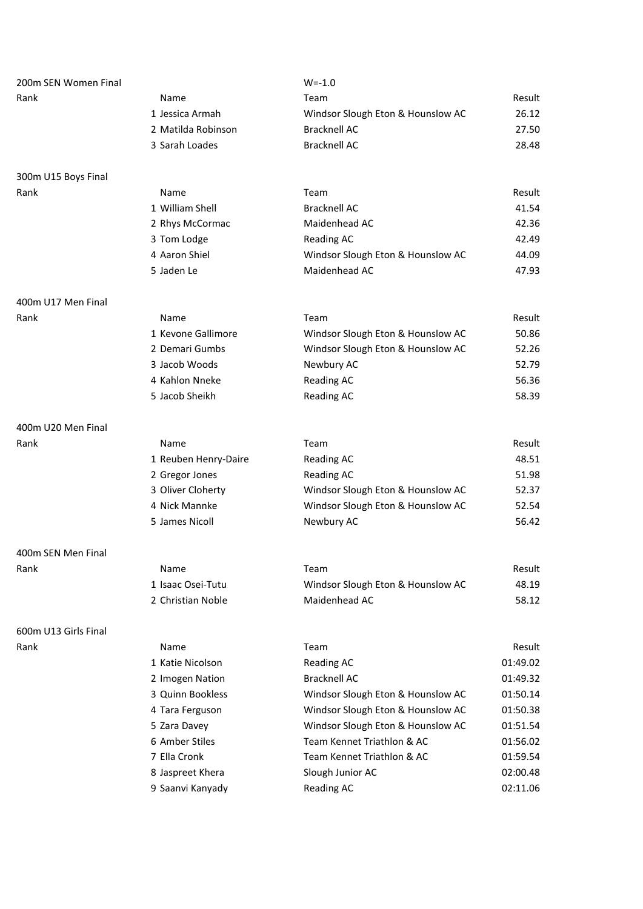200m SEN Women Final — W=-1.0

| Rank | Name | Team | Result |
|---|---|---|---|
| 1 | Jessica Armah | Windsor Slough Eton & Hounslow AC | 26.12 |
| 2 | Matilda Robinson | Bracknell AC | 27.50 |
| 3 | Sarah Loades | Bracknell AC | 28.48 |

300m U15 Boys Final

| Rank | Name | Team | Result |
|---|---|---|---|
| 1 | William Shell | Bracknell AC | 41.54 |
| 2 | Rhys McCormac | Maidenhead AC | 42.36 |
| 3 | Tom Lodge | Reading AC | 42.49 |
| 4 | Aaron Shiel | Windsor Slough Eton & Hounslow AC | 44.09 |
| 5 | Jaden Le | Maidenhead AC | 47.93 |

400m U17 Men Final

| Rank | Name | Team | Result |
|---|---|---|---|
| 1 | Kevone Gallimore | Windsor Slough Eton & Hounslow AC | 50.86 |
| 2 | Demari Gumbs | Windsor Slough Eton & Hounslow AC | 52.26 |
| 3 | Jacob Woods | Newbury AC | 52.79 |
| 4 | Kahlon Nneke | Reading AC | 56.36 |
| 5 | Jacob Sheikh | Reading AC | 58.39 |

400m U20 Men Final

| Rank | Name | Team | Result |
|---|---|---|---|
| 1 | Reuben Henry-Daire | Reading AC | 48.51 |
| 2 | Gregor Jones | Reading AC | 51.98 |
| 3 | Oliver Cloherty | Windsor Slough Eton & Hounslow AC | 52.37 |
| 4 | Nick Mannke | Windsor Slough Eton & Hounslow AC | 52.54 |
| 5 | James Nicoll | Newbury AC | 56.42 |

400m SEN Men Final

| Rank | Name | Team | Result |
|---|---|---|---|
| 1 | Isaac Osei-Tutu | Windsor Slough Eton & Hounslow AC | 48.19 |
| 2 | Christian Noble | Maidenhead AC | 58.12 |

600m U13 Girls Final

| Rank | Name | Team | Result |
|---|---|---|---|
| 1 | Katie Nicolson | Reading AC | 01:49.02 |
| 2 | Imogen Nation | Bracknell AC | 01:49.32 |
| 3 | Quinn Bookless | Windsor Slough Eton & Hounslow AC | 01:50.14 |
| 4 | Tara Ferguson | Windsor Slough Eton & Hounslow AC | 01:50.38 |
| 5 | Zara Davey | Windsor Slough Eton & Hounslow AC | 01:51.54 |
| 6 | Amber Stiles | Team Kennet Triathlon & AC | 01:56.02 |
| 7 | Ella Cronk | Team Kennet Triathlon & AC | 01:59.54 |
| 8 | Jaspreet Khera | Slough Junior AC | 02:00.48 |
| 9 | Saanvi Kanyady | Reading AC | 02:11.06 |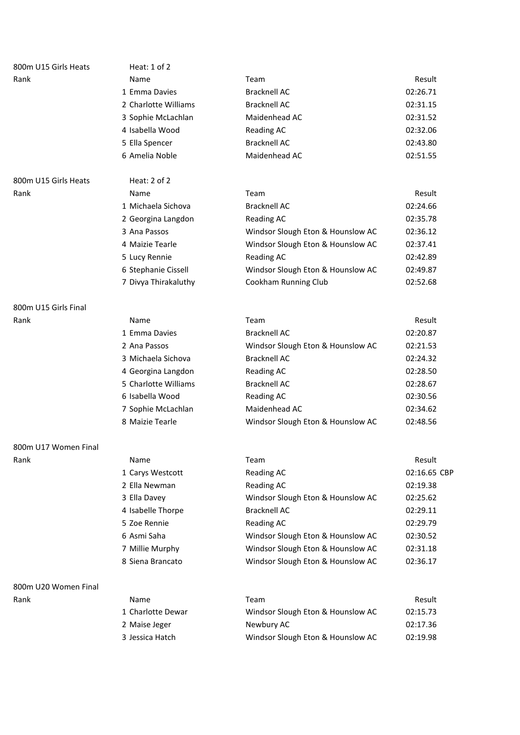800m U15 Girls Heats — Heat: 1 of 2

| Rank | Name | Team | Result |
|---|---|---|---|
| 1 | Emma Davies | Bracknell AC | 02:26.71 |
| 2 | Charlotte Williams | Bracknell AC | 02:31.15 |
| 3 | Sophie McLachlan | Maidenhead AC | 02:31.52 |
| 4 | Isabella Wood | Reading AC | 02:32.06 |
| 5 | Ella Spencer | Bracknell AC | 02:43.80 |
| 6 | Amelia Noble | Maidenhead AC | 02:51.55 |

800m U15 Girls Heats — Heat: 2 of 2

| Rank | Name | Team | Result |
|---|---|---|---|
| 1 | Michaela Sichova | Bracknell AC | 02:24.66 |
| 2 | Georgina Langdon | Reading AC | 02:35.78 |
| 3 | Ana Passos | Windsor Slough Eton & Hounslow AC | 02:36.12 |
| 4 | Maizie Tearle | Windsor Slough Eton & Hounslow AC | 02:37.41 |
| 5 | Lucy Rennie | Reading AC | 02:42.89 |
| 6 | Stephanie Cissell | Windsor Slough Eton & Hounslow AC | 02:49.87 |
| 7 | Divya Thirakaluthy | Cookham Running Club | 02:52.68 |

800m U15 Girls Final

| Rank | Name | Team | Result |
|---|---|---|---|
| 1 | Emma Davies | Bracknell AC | 02:20.87 |
| 2 | Ana Passos | Windsor Slough Eton & Hounslow AC | 02:21.53 |
| 3 | Michaela Sichova | Bracknell AC | 02:24.32 |
| 4 | Georgina Langdon | Reading AC | 02:28.50 |
| 5 | Charlotte Williams | Bracknell AC | 02:28.67 |
| 6 | Isabella Wood | Reading AC | 02:30.56 |
| 7 | Sophie McLachlan | Maidenhead AC | 02:34.62 |
| 8 | Maizie Tearle | Windsor Slough Eton & Hounslow AC | 02:48.56 |

800m U17 Women Final

| Rank | Name | Team | Result |
|---|---|---|---|
| 1 | Carys Westcott | Reading AC | 02:16.65 CBP |
| 2 | Ella Newman | Reading AC | 02:19.38 |
| 3 | Ella Davey | Windsor Slough Eton & Hounslow AC | 02:25.62 |
| 4 | Isabelle Thorpe | Bracknell AC | 02:29.11 |
| 5 | Zoe Rennie | Reading AC | 02:29.79 |
| 6 | Asmi Saha | Windsor Slough Eton & Hounslow AC | 02:30.52 |
| 7 | Millie Murphy | Windsor Slough Eton & Hounslow AC | 02:31.18 |
| 8 | Siena Brancato | Windsor Slough Eton & Hounslow AC | 02:36.17 |

800m U20 Women Final

| Rank | Name | Team | Result |
|---|---|---|---|
| 1 | Charlotte Dewar | Windsor Slough Eton & Hounslow AC | 02:15.73 |
| 2 | Maise Jeger | Newbury AC | 02:17.36 |
| 3 | Jessica Hatch | Windsor Slough Eton & Hounslow AC | 02:19.98 |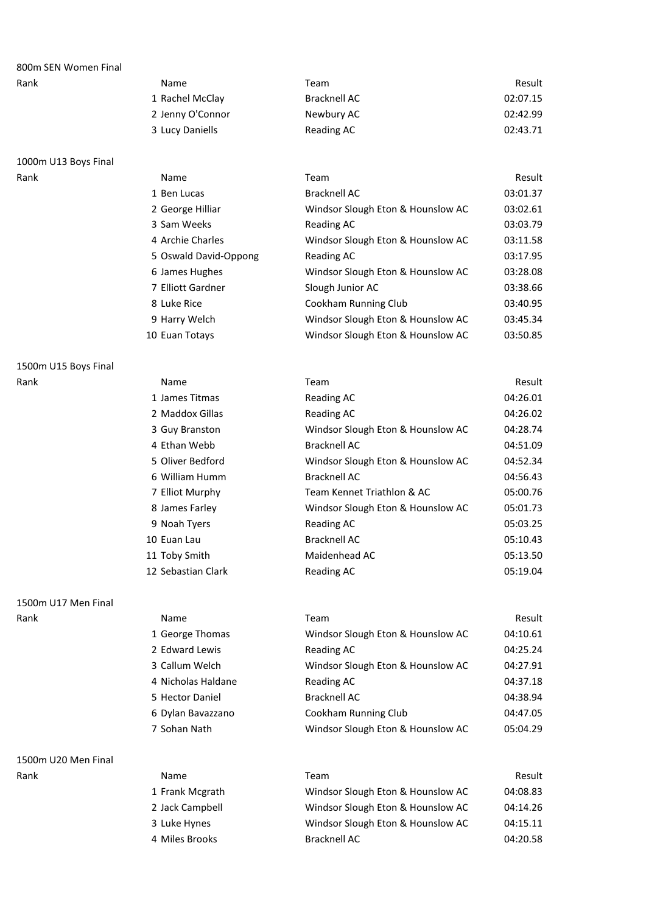800m SEN Women Final

| Rank | Name | Team | Result |
|---|---|---|---|
| 1 | Rachel McClay | Bracknell AC | 02:07.15 |
| 2 | Jenny O'Connor | Newbury AC | 02:42.99 |
| 3 | Lucy Daniells | Reading AC | 02:43.71 |

1000m U13 Boys Final

| Rank | Name | Team | Result |
|---|---|---|---|
| 1 | Ben Lucas | Bracknell AC | 03:01.37 |
| 2 | George Hilliar | Windsor Slough Eton & Hounslow AC | 03:02.61 |
| 3 | Sam Weeks | Reading AC | 03:03.79 |
| 4 | Archie Charles | Windsor Slough Eton & Hounslow AC | 03:11.58 |
| 5 | Oswald David-Oppong | Reading AC | 03:17.95 |
| 6 | James Hughes | Windsor Slough Eton & Hounslow AC | 03:28.08 |
| 7 | Elliott Gardner | Slough Junior AC | 03:38.66 |
| 8 | Luke Rice | Cookham Running Club | 03:40.95 |
| 9 | Harry Welch | Windsor Slough Eton & Hounslow AC | 03:45.34 |
| 10 | Euan Totays | Windsor Slough Eton & Hounslow AC | 03:50.85 |

1500m U15 Boys Final

| Rank | Name | Team | Result |
|---|---|---|---|
| 1 | James Titmas | Reading AC | 04:26.01 |
| 2 | Maddox Gillas | Reading AC | 04:26.02 |
| 3 | Guy Branston | Windsor Slough Eton & Hounslow AC | 04:28.74 |
| 4 | Ethan Webb | Bracknell AC | 04:51.09 |
| 5 | Oliver Bedford | Windsor Slough Eton & Hounslow AC | 04:52.34 |
| 6 | William Humm | Bracknell AC | 04:56.43 |
| 7 | Elliot Murphy | Team Kennet Triathlon & AC | 05:00.76 |
| 8 | James Farley | Windsor Slough Eton & Hounslow AC | 05:01.73 |
| 9 | Noah Tyers | Reading AC | 05:03.25 |
| 10 | Euan Lau | Bracknell AC | 05:10.43 |
| 11 | Toby Smith | Maidenhead AC | 05:13.50 |
| 12 | Sebastian Clark | Reading AC | 05:19.04 |

1500m U17 Men Final

| Rank | Name | Team | Result |
|---|---|---|---|
| 1 | George Thomas | Windsor Slough Eton & Hounslow AC | 04:10.61 |
| 2 | Edward Lewis | Reading AC | 04:25.24 |
| 3 | Callum Welch | Windsor Slough Eton & Hounslow AC | 04:27.91 |
| 4 | Nicholas Haldane | Reading AC | 04:37.18 |
| 5 | Hector Daniel | Bracknell AC | 04:38.94 |
| 6 | Dylan Bavazzano | Cookham Running Club | 04:47.05 |
| 7 | Sohan Nath | Windsor Slough Eton & Hounslow AC | 05:04.29 |

1500m U20 Men Final

| Rank | Name | Team | Result |
|---|---|---|---|
| 1 | Frank Mcgrath | Windsor Slough Eton & Hounslow AC | 04:08.83 |
| 2 | Jack Campbell | Windsor Slough Eton & Hounslow AC | 04:14.26 |
| 3 | Luke Hynes | Windsor Slough Eton & Hounslow AC | 04:15.11 |
| 4 | Miles Brooks | Bracknell AC | 04:20.58 |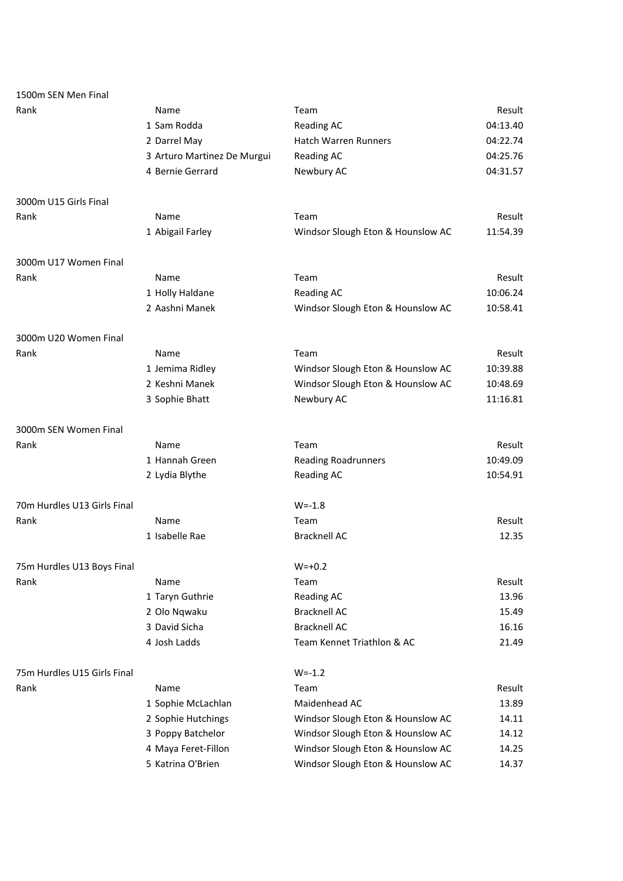1500m SEN Men Final

| Rank | Name | Team | Result |
|---|---|---|---|
| 1 | Sam Rodda | Reading AC | 04:13.40 |
| 2 | Darrel May | Hatch Warren Runners | 04:22.74 |
| 3 | Arturo Martinez De Murgui | Reading AC | 04:25.76 |
| 4 | Bernie Gerrard | Newbury AC | 04:31.57 |

3000m U15 Girls Final

| Rank | Name | Team | Result |
|---|---|---|---|
| 1 | Abigail Farley | Windsor Slough Eton & Hounslow AC | 11:54.39 |

3000m U17 Women Final

| Rank | Name | Team | Result |
|---|---|---|---|
| 1 | Holly Haldane | Reading AC | 10:06.24 |
| 2 | Aashni Manek | Windsor Slough Eton & Hounslow AC | 10:58.41 |

3000m U20 Women Final

| Rank | Name | Team | Result |
|---|---|---|---|
| 1 | Jemima Ridley | Windsor Slough Eton & Hounslow AC | 10:39.88 |
| 2 | Keshni Manek | Windsor Slough Eton & Hounslow AC | 10:48.69 |
| 3 | Sophie Bhatt | Newbury AC | 11:16.81 |

3000m SEN Women Final

| Rank | Name | Team | Result |
|---|---|---|---|
| 1 | Hannah Green | Reading Roadrunners | 10:49.09 |
| 2 | Lydia Blythe | Reading AC | 10:54.91 |

70m Hurdles U13 Girls Final — W=-1.8

| Rank | Name | Team | Result |
|---|---|---|---|
| 1 | Isabelle Rae | Bracknell AC | 12.35 |

75m Hurdles U13 Boys Final — W=+0.2

| Rank | Name | Team | Result |
|---|---|---|---|
| 1 | Taryn Guthrie | Reading AC | 13.96 |
| 2 | Olo Nqwaku | Bracknell AC | 15.49 |
| 3 | David Sicha | Bracknell AC | 16.16 |
| 4 | Josh Ladds | Team Kennet Triathlon & AC | 21.49 |

75m Hurdles U15 Girls Final — W=-1.2

| Rank | Name | Team | Result |
|---|---|---|---|
| 1 | Sophie McLachlan | Maidenhead AC | 13.89 |
| 2 | Sophie Hutchings | Windsor Slough Eton & Hounslow AC | 14.11 |
| 3 | Poppy Batchelor | Windsor Slough Eton & Hounslow AC | 14.12 |
| 4 | Maya Feret-Fillon | Windsor Slough Eton & Hounslow AC | 14.25 |
| 5 | Katrina O'Brien | Windsor Slough Eton & Hounslow AC | 14.37 |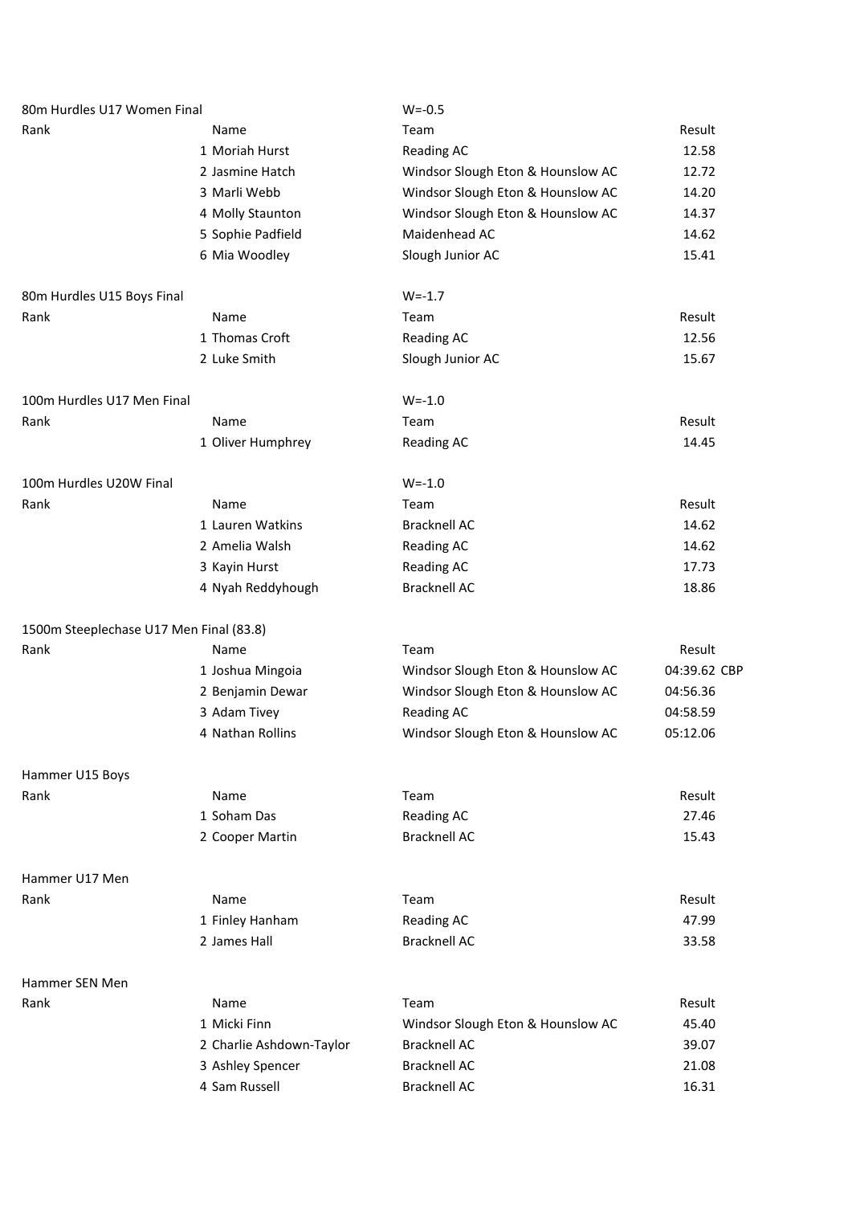### 80m Hurdles U17 Women Final

W=-0.5

| Rank | Name | Team | Result |
| --- | --- | --- | --- |
| 1 | Moriah Hurst | Reading AC | 12.58 |
| 2 | Jasmine Hatch | Windsor Slough Eton & Hounslow AC | 12.72 |
| 3 | Marli Webb | Windsor Slough Eton & Hounslow AC | 14.20 |
| 4 | Molly Staunton | Windsor Slough Eton & Hounslow AC | 14.37 |
| 5 | Sophie Padfield | Maidenhead AC | 14.62 |
| 6 | Mia Woodley | Slough Junior AC | 15.41 |

### 80m Hurdles U15 Boys Final

W=-1.7

| Rank | Name | Team | Result |
| --- | --- | --- | --- |
| 1 | Thomas Croft | Reading AC | 12.56 |
| 2 | Luke Smith | Slough Junior AC | 15.67 |

### 100m Hurdles U17 Men Final

W=-1.0

| Rank | Name | Team | Result |
| --- | --- | --- | --- |
| 1 | Oliver Humphrey | Reading AC | 14.45 |

### 100m Hurdles U20W Final

W=-1.0

| Rank | Name | Team | Result |
| --- | --- | --- | --- |
| 1 | Lauren Watkins | Bracknell AC | 14.62 |
| 2 | Amelia Walsh | Reading AC | 14.62 |
| 3 | Kayin Hurst | Reading AC | 17.73 |
| 4 | Nyah Reddyhough | Bracknell AC | 18.86 |

### 1500m Steeplechase U17 Men Final (83.8)

| Rank | Name | Team | Result |
| --- | --- | --- | --- |
| 1 | Joshua Mingoia | Windsor Slough Eton & Hounslow AC | 04:39.62 CBP |
| 2 | Benjamin Dewar | Windsor Slough Eton & Hounslow AC | 04:56.36 |
| 3 | Adam Tivey | Reading AC | 04:58.59 |
| 4 | Nathan Rollins | Windsor Slough Eton & Hounslow AC | 05:12.06 |

### Hammer U15 Boys

| Rank | Name | Team | Result |
| --- | --- | --- | --- |
| 1 | Soham Das | Reading AC | 27.46 |
| 2 | Cooper Martin | Bracknell AC | 15.43 |

### Hammer U17 Men

| Rank | Name | Team | Result |
| --- | --- | --- | --- |
| 1 | Finley Hanham | Reading AC | 47.99 |
| 2 | James Hall | Bracknell AC | 33.58 |

### Hammer SEN Men

| Rank | Name | Team | Result |
| --- | --- | --- | --- |
| 1 | Micki Finn | Windsor Slough Eton & Hounslow AC | 45.40 |
| 2 | Charlie Ashdown-Taylor | Bracknell AC | 39.07 |
| 3 | Ashley Spencer | Bracknell AC | 21.08 |
| 4 | Sam Russell | Bracknell AC | 16.31 |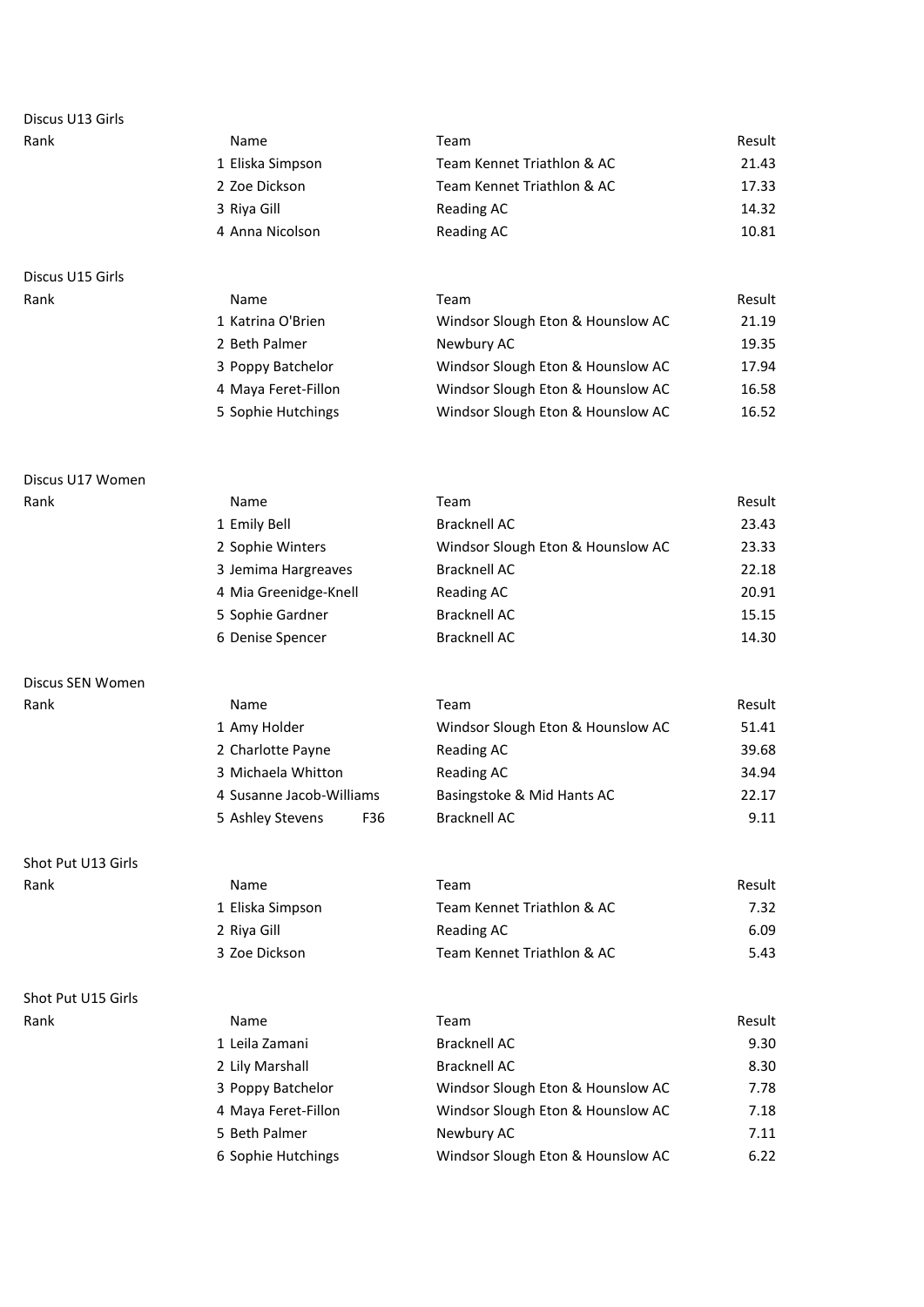Discus U13 Girls

| Rank | Name | Team | Result |
| --- | --- | --- | --- |
| 1 | Eliska Simpson | Team Kennet Triathlon & AC | 21.43 |
| 2 | Zoe Dickson | Team Kennet Triathlon & AC | 17.33 |
| 3 | Riya Gill | Reading AC | 14.32 |
| 4 | Anna Nicolson | Reading AC | 10.81 |

Discus U15 Girls

| Rank | Name | Team | Result |
| --- | --- | --- | --- |
| 1 | Katrina O'Brien | Windsor Slough Eton & Hounslow AC | 21.19 |
| 2 | Beth Palmer | Newbury AC | 19.35 |
| 3 | Poppy Batchelor | Windsor Slough Eton & Hounslow AC | 17.94 |
| 4 | Maya Feret-Fillon | Windsor Slough Eton & Hounslow AC | 16.58 |
| 5 | Sophie Hutchings | Windsor Slough Eton & Hounslow AC | 16.52 |

Discus U17 Women

| Rank | Name | Team | Result |
| --- | --- | --- | --- |
| 1 | Emily Bell | Bracknell AC | 23.43 |
| 2 | Sophie Winters | Windsor Slough Eton & Hounslow AC | 23.33 |
| 3 | Jemima Hargreaves | Bracknell AC | 22.18 |
| 4 | Mia Greenidge-Knell | Reading AC | 20.91 |
| 5 | Sophie Gardner | Bracknell AC | 15.15 |
| 6 | Denise Spencer | Bracknell AC | 14.30 |

Discus SEN Women

| Rank | Name | Team | Result |
| --- | --- | --- | --- |
| 1 | Amy Holder | Windsor Slough Eton & Hounslow AC | 51.41 |
| 2 | Charlotte Payne | Reading AC | 39.68 |
| 3 | Michaela Whitton | Reading AC | 34.94 |
| 4 | Susanne Jacob-Williams | Basingstoke & Mid Hants AC | 22.17 |
| 5 | Ashley Stevens F36 | Bracknell AC | 9.11 |

Shot Put U13 Girls

| Rank | Name | Team | Result |
| --- | --- | --- | --- |
| 1 | Eliska Simpson | Team Kennet Triathlon & AC | 7.32 |
| 2 | Riya Gill | Reading AC | 6.09 |
| 3 | Zoe Dickson | Team Kennet Triathlon & AC | 5.43 |

Shot Put U15 Girls

| Rank | Name | Team | Result |
| --- | --- | --- | --- |
| 1 | Leila Zamani | Bracknell AC | 9.30 |
| 2 | Lily Marshall | Bracknell AC | 8.30 |
| 3 | Poppy Batchelor | Windsor Slough Eton & Hounslow AC | 7.78 |
| 4 | Maya Feret-Fillon | Windsor Slough Eton & Hounslow AC | 7.18 |
| 5 | Beth Palmer | Newbury AC | 7.11 |
| 6 | Sophie Hutchings | Windsor Slough Eton & Hounslow AC | 6.22 |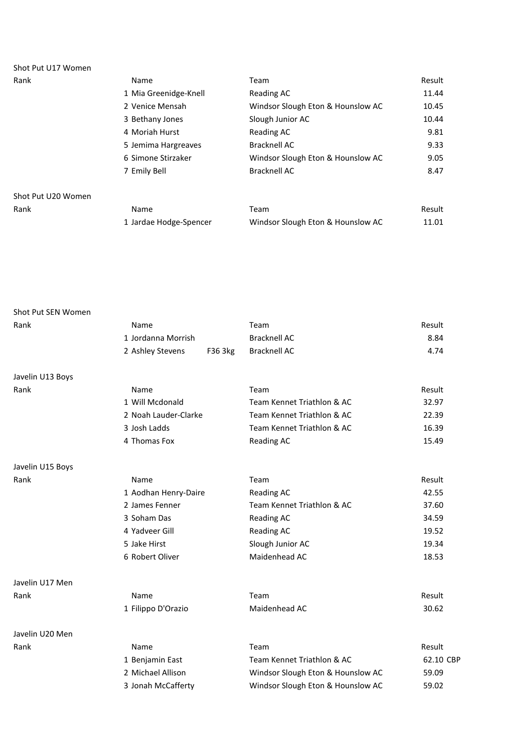### Shot Put U17 Women

| Rank | Name | Team | Result |
|---|---|---|---|
| 1 | Mia Greenidge-Knell | Reading AC | 11.44 |
| 2 | Venice Mensah | Windsor Slough Eton & Hounslow AC | 10.45 |
| 3 | Bethany Jones | Slough Junior AC | 10.44 |
| 4 | Moriah Hurst | Reading AC | 9.81 |
| 5 | Jemima Hargreaves | Bracknell AC | 9.33 |
| 6 | Simone Stirzaker | Windsor Slough Eton & Hounslow AC | 9.05 |
| 7 | Emily Bell | Bracknell AC | 8.47 |

### Shot Put U20 Women

| Rank | Name | Team | Result |
|---|---|---|---|
| 1 | Jardae Hodge-Spencer | Windsor Slough Eton & Hounslow AC | 11.01 |

### Shot Put SEN Women

| Rank | Name | | Team | Result |
|---|---|---|---|---|
| 1 | Jordanna Morrish | | Bracknell AC | 8.84 |
| 2 | Ashley Stevens | F36 3kg | Bracknell AC | 4.74 |

### Javelin U13 Boys

| Rank | Name | Team | Result |
|---|---|---|---|
| 1 | Will Mcdonald | Team Kennet Triathlon & AC | 32.97 |
| 2 | Noah Lauder-Clarke | Team Kennet Triathlon & AC | 22.39 |
| 3 | Josh Ladds | Team Kennet Triathlon & AC | 16.39 |
| 4 | Thomas Fox | Reading AC | 15.49 |

### Javelin U15 Boys

| Rank | Name | Team | Result |
|---|---|---|---|
| 1 | Aodhan Henry-Daire | Reading AC | 42.55 |
| 2 | James Fenner | Team Kennet Triathlon & AC | 37.60 |
| 3 | Soham Das | Reading AC | 34.59 |
| 4 | Yadveer Gill | Reading AC | 19.52 |
| 5 | Jake Hirst | Slough Junior AC | 19.34 |
| 6 | Robert Oliver | Maidenhead AC | 18.53 |

### Javelin U17 Men

| Rank | Name | Team | Result |
|---|---|---|---|
| 1 | Filippo D'Orazio | Maidenhead AC | 30.62 |

### Javelin U20 Men

| Rank | Name | Team | Result |
|---|---|---|---|
| 1 | Benjamin East | Team Kennet Triathlon & AC | 62.10 CBP |
| 2 | Michael Allison | Windsor Slough Eton & Hounslow AC | 59.09 |
| 3 | Jonah McCafferty | Windsor Slough Eton & Hounslow AC | 59.02 |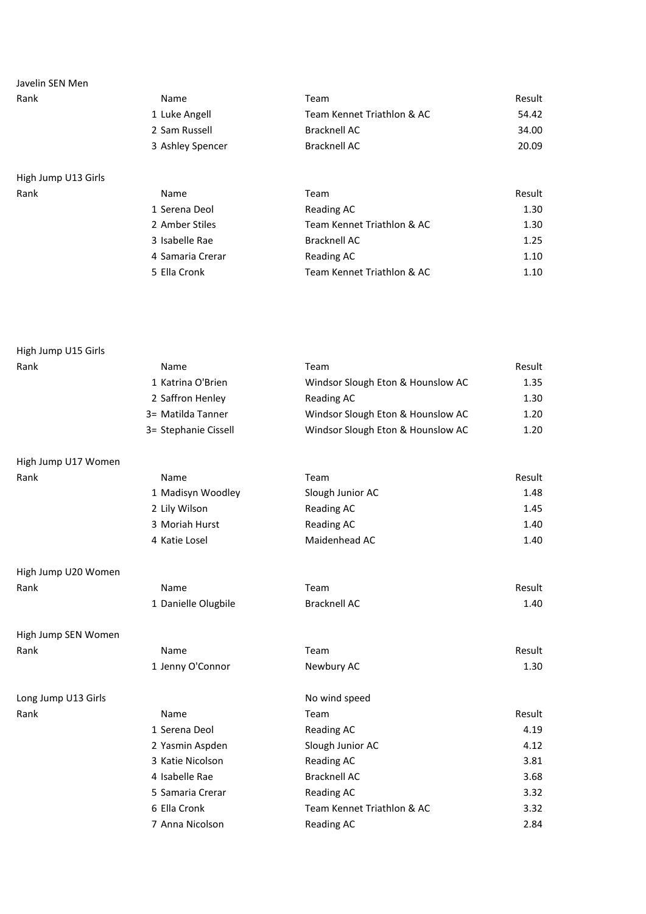Javelin SEN Men

| Rank | Name | Team | Result |
| --- | --- | --- | --- |
| 1 | Luke Angell | Team Kennet Triathlon & AC | 54.42 |
| 2 | Sam Russell | Bracknell AC | 34.00 |
| 3 | Ashley Spencer | Bracknell AC | 20.09 |

High Jump U13 Girls

| Rank | Name | Team | Result |
| --- | --- | --- | --- |
| 1 | Serena Deol | Reading AC | 1.30 |
| 2 | Amber Stiles | Team Kennet Triathlon & AC | 1.30 |
| 3 | Isabelle Rae | Bracknell AC | 1.25 |
| 4 | Samaria Crerar | Reading AC | 1.10 |
| 5 | Ella Cronk | Team Kennet Triathlon & AC | 1.10 |

High Jump U15 Girls

| Rank | Name | Team | Result |
| --- | --- | --- | --- |
| 1 | Katrina O'Brien | Windsor Slough Eton & Hounslow AC | 1.35 |
| 2 | Saffron Henley | Reading AC | 1.30 |
| 3= | Matilda Tanner | Windsor Slough Eton & Hounslow AC | 1.20 |
| 3= | Stephanie Cissell | Windsor Slough Eton & Hounslow AC | 1.20 |

High Jump U17 Women

| Rank | Name | Team | Result |
| --- | --- | --- | --- |
| 1 | Madisyn Woodley | Slough Junior AC | 1.48 |
| 2 | Lily Wilson | Reading AC | 1.45 |
| 3 | Moriah Hurst | Reading AC | 1.40 |
| 4 | Katie Losel | Maidenhead AC | 1.40 |

High Jump U20 Women

| Rank | Name | Team | Result |
| --- | --- | --- | --- |
| 1 | Danielle Olugbile | Bracknell AC | 1.40 |

High Jump SEN Women

| Rank | Name | Team | Result |
| --- | --- | --- | --- |
| 1 | Jenny O'Connor | Newbury AC | 1.30 |

Long Jump U13 Girls — No wind speed

| Rank | Name | Team | Result |
| --- | --- | --- | --- |
| 1 | Serena Deol | Reading AC | 4.19 |
| 2 | Yasmin Aspden | Slough Junior AC | 4.12 |
| 3 | Katie Nicolson | Reading AC | 3.81 |
| 4 | Isabelle Rae | Bracknell AC | 3.68 |
| 5 | Samaria Crerar | Reading AC | 3.32 |
| 6 | Ella Cronk | Team Kennet Triathlon & AC | 3.32 |
| 7 | Anna Nicolson | Reading AC | 2.84 |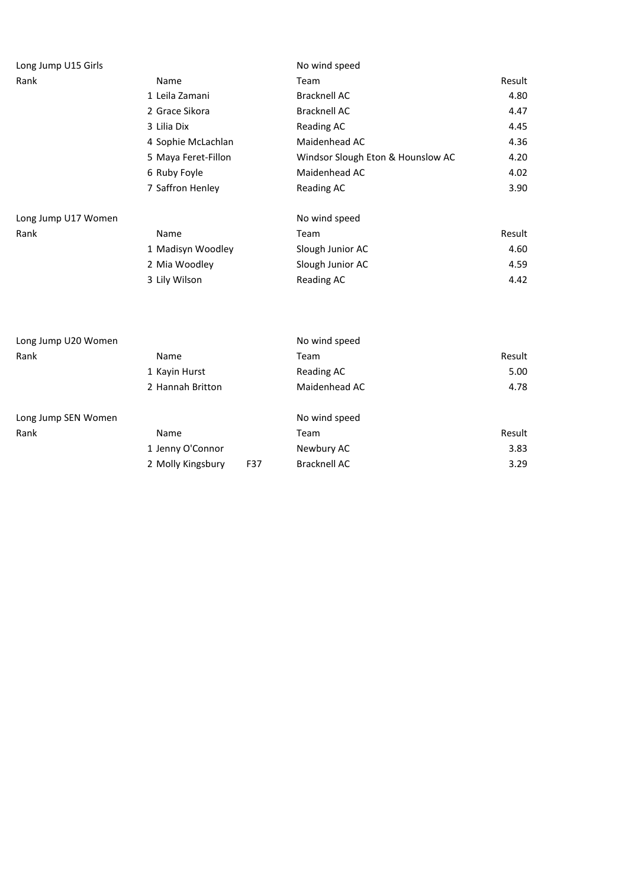Long Jump U15 Girls — No wind speed

| Rank | Name | | Team | Result |
|---|---|---|---|---|
| 1 | Leila Zamani | | Bracknell AC | 4.80 |
| 2 | Grace Sikora | | Bracknell AC | 4.47 |
| 3 | Lilia Dix | | Reading AC | 4.45 |
| 4 | Sophie McLachlan | | Maidenhead AC | 4.36 |
| 5 | Maya Feret-Fillon | | Windsor Slough Eton & Hounslow AC | 4.20 |
| 6 | Ruby Foyle | | Maidenhead AC | 4.02 |
| 7 | Saffron Henley | | Reading AC | 3.90 |

Long Jump U17 Women — No wind speed

| Rank | Name | | Team | Result |
|---|---|---|---|---|
| 1 | Madisyn Woodley | | Slough Junior AC | 4.60 |
| 2 | Mia Woodley | | Slough Junior AC | 4.59 |
| 3 | Lily Wilson | | Reading AC | 4.42 |

Long Jump U20 Women — No wind speed

| Rank | Name | | Team | Result |
|---|---|---|---|---|
| 1 | Kayin Hurst | | Reading AC | 5.00 |
| 2 | Hannah Britton | | Maidenhead AC | 4.78 |

Long Jump SEN Women — No wind speed

| Rank | Name | | Team | Result |
|---|---|---|---|---|
| 1 | Jenny O'Connor | | Newbury AC | 3.83 |
| 2 | Molly Kingsbury | F37 | Bracknell AC | 3.29 |